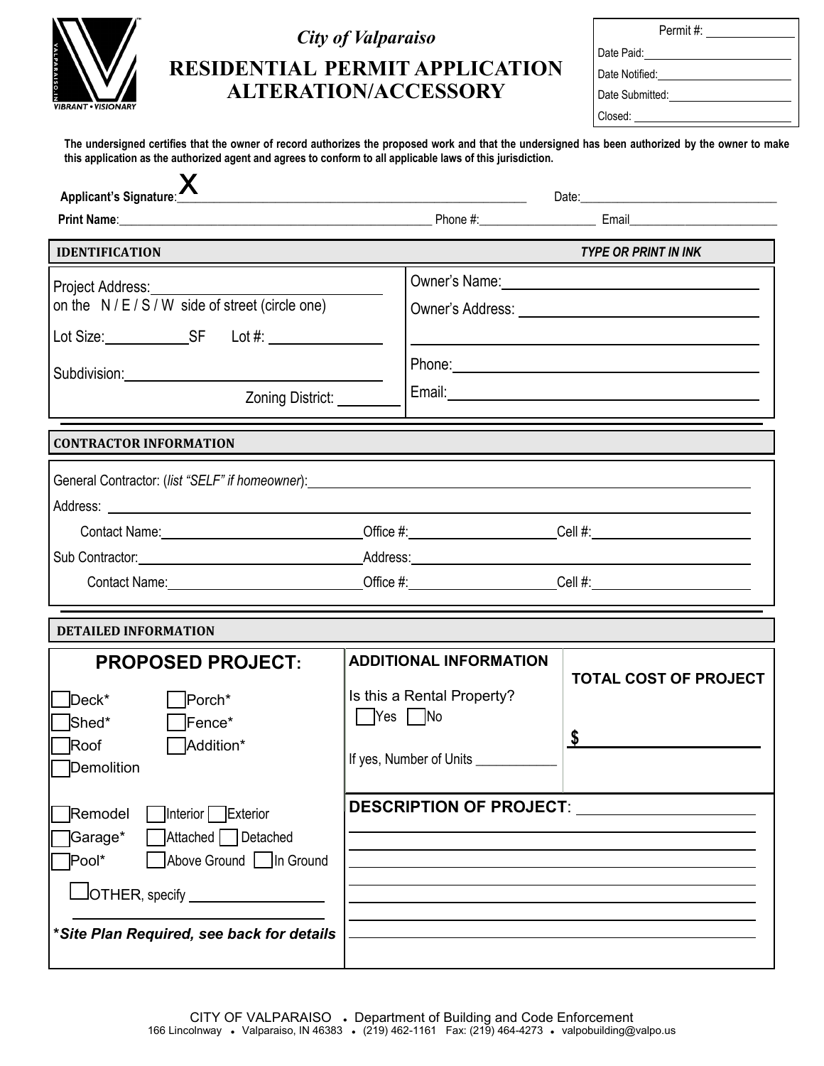# City of Valparaiso

## RESIDENTIAL PERMIT APPLICATION ALTERATION/ACCESSORY

Permit #: ____________
Date Paid: ____________
Date Notified: ____________
Date Submitted: ____________
Closed: ____________

**The undersigned certifies that the owner of record authorizes the proposed work and that the undersigned has been authorized by the owner to make this application as the authorized agent and agrees to conform to all applicable laws of this jurisdiction.**

**Applicant's Signature**: X ______________________________ Date: ____________________

**Print Name**: ______________________________ Phone #: ______________ Email ______________

## IDENTIFICATION

*TYPE OR PRINT IN INK*

Project Address: ______________________________
on the N / E / S / W side of street (circle one)

Lot Size: __________ SF Lot #: ______________

Subdivision: ______________________________

Zoning District: ________

Owner's Name: ______________________________

Owner's Address: ______________________________

______________________________

Phone: ______________________________

Email: ______________________________

## CONTRACTOR INFORMATION

General Contractor: (*list "SELF" if homeowner*): ______________________________

Address: ______________________________

Contact Name: ______________ Office #: ______________ Cell #: ______________

Sub Contractor: ______________ Address: ______________________________

Contact Name: ______________ Office #: ______________ Cell #: ______________

## DETAILED INFORMATION

### PROPOSED PROJECT:

- ☐ Deck*
- ☐ Porch*
- ☐ Shed*
- ☐ Fence*
- ☐ Roof
- ☐ Addition*
- ☐ Demolition

- ☐ Remodel ☐ Interior ☐ Exterior
- ☐ Garage* ☐ Attached ☐ Detached
- ☐ Pool* ☐ Above Ground ☐ In Ground
- ☐ OTHER, specify ______________

***Site Plan Required, see back for details***

### ADDITIONAL INFORMATION

Is this a Rental Property?
☐ Yes ☐ No

If yes, Number of Units __________

### TOTAL COST OF PROJECT

$ ______________

### DESCRIPTION OF PROJECT: ______________

______________________________
______________________________
______________________________
______________________________
______________________________
______________________________
______________________________

CITY OF VALPARAISO • Department of Building and Code Enforcement
166 Lincolnway • Valparaiso, IN 46383 • (219) 462-1161 Fax: (219) 464-4273 • valpobuilding@valpo.us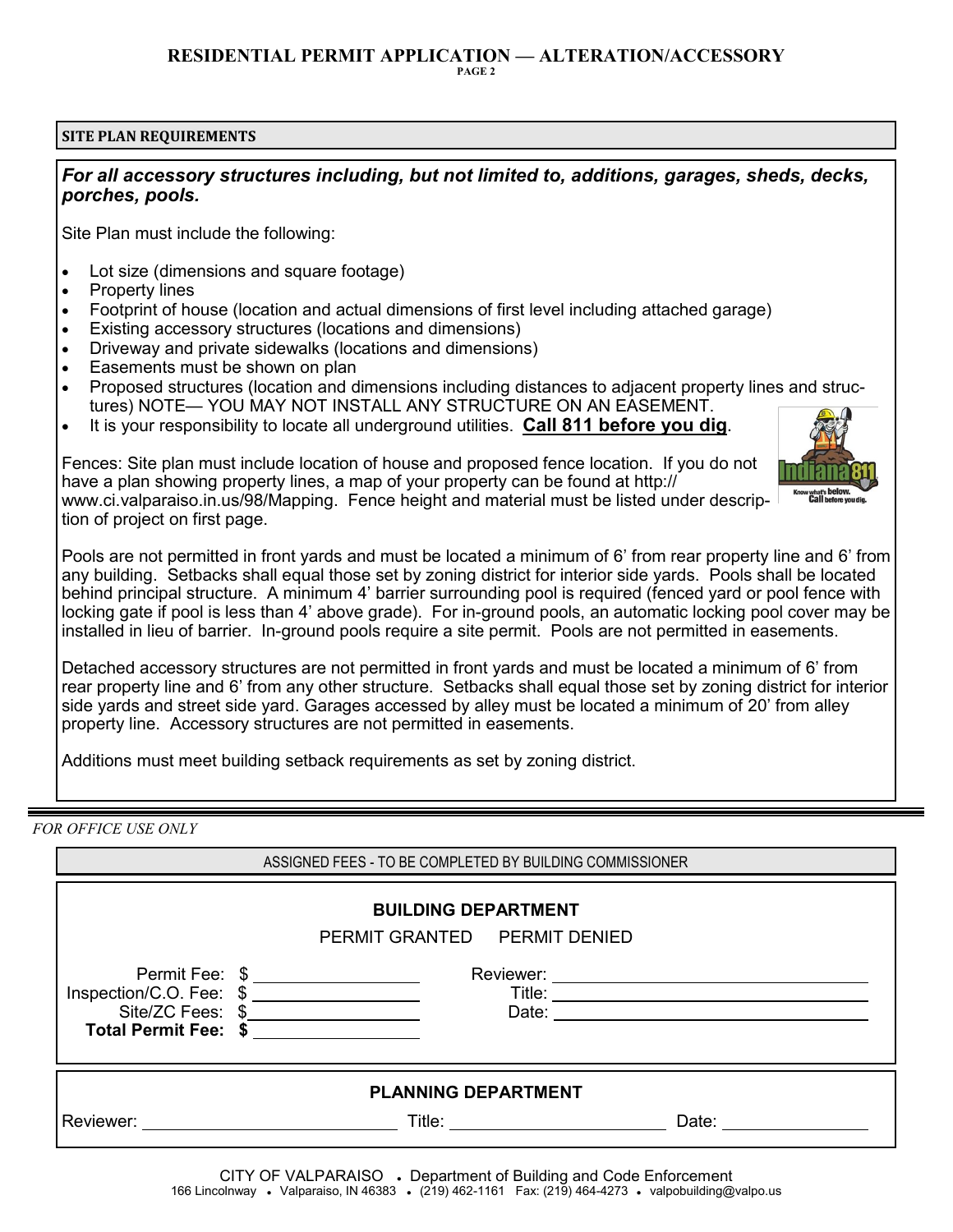# RESIDENTIAL PERMIT APPLICATION — ALTERATION/ACCESSORY

PAGE 2

## SITE PLAN REQUIREMENTS

***For all accessory structures including, but not limited to, additions, garages, sheds, decks, porches, pools.***

Site Plan must include the following:

- Lot size (dimensions and square footage)
- Property lines
- Footprint of house (location and actual dimensions of first level including attached garage)
- Existing accessory structures (locations and dimensions)
- Driveway and private sidewalks (locations and dimensions)
- Easements must be shown on plan
- Proposed structures (location and dimensions including distances to adjacent property lines and structures) NOTE— YOU MAY NOT INSTALL ANY STRUCTURE ON AN EASEMENT.
- It is your responsibility to locate all underground utilities. **Call 811 before you dig**.

Fences: Site plan must include location of house and proposed fence location. If you do not have a plan showing property lines, a map of your property can be found at http://www.ci.valparaiso.in.us/98/Mapping. Fence height and material must be listed under description of project on first page.

Pools are not permitted in front yards and must be located a minimum of 6' from rear property line and 6' from any building. Setbacks shall equal those set by zoning district for interior side yards. Pools shall be located behind principal structure. A minimum 4' barrier surrounding pool is required (fenced yard or pool fence with locking gate if pool is less than 4' above grade). For in-ground pools, an automatic locking pool cover may be installed in lieu of barrier. In-ground pools require a site permit. Pools are not permitted in easements.

Detached accessory structures are not permitted in front yards and must be located a minimum of 6' from rear property line and 6' from any other structure. Setbacks shall equal those set by zoning district for interior side yards and street side yard. Garages accessed by alley must be located a minimum of 20' from alley property line. Accessory structures are not permitted in easements.

Additions must meet building setback requirements as set by zoning district.

---

*FOR OFFICE USE ONLY*

ASSIGNED FEES - TO BE COMPLETED BY BUILDING COMMISSIONER

### BUILDING DEPARTMENT

PERMIT GRANTED PERMIT DENIED

| | |
|---|---|
| Permit Fee: $ ________ | Reviewer: ________ |
| Inspection/C.O. Fee: $ ________ | Title: ________ |
| Site/ZC Fees: $ ________ | Date: ________ |
| **Total Permit Fee: $** ________ | |

### PLANNING DEPARTMENT

Reviewer: ________ Title: ________ Date: ________

CITY OF VALPARAISO • Department of Building and Code Enforcement
166 Lincolnway • Valparaiso, IN 46383 • (219) 462-1161 Fax: (219) 464-4273 • valpobuilding@valpo.us